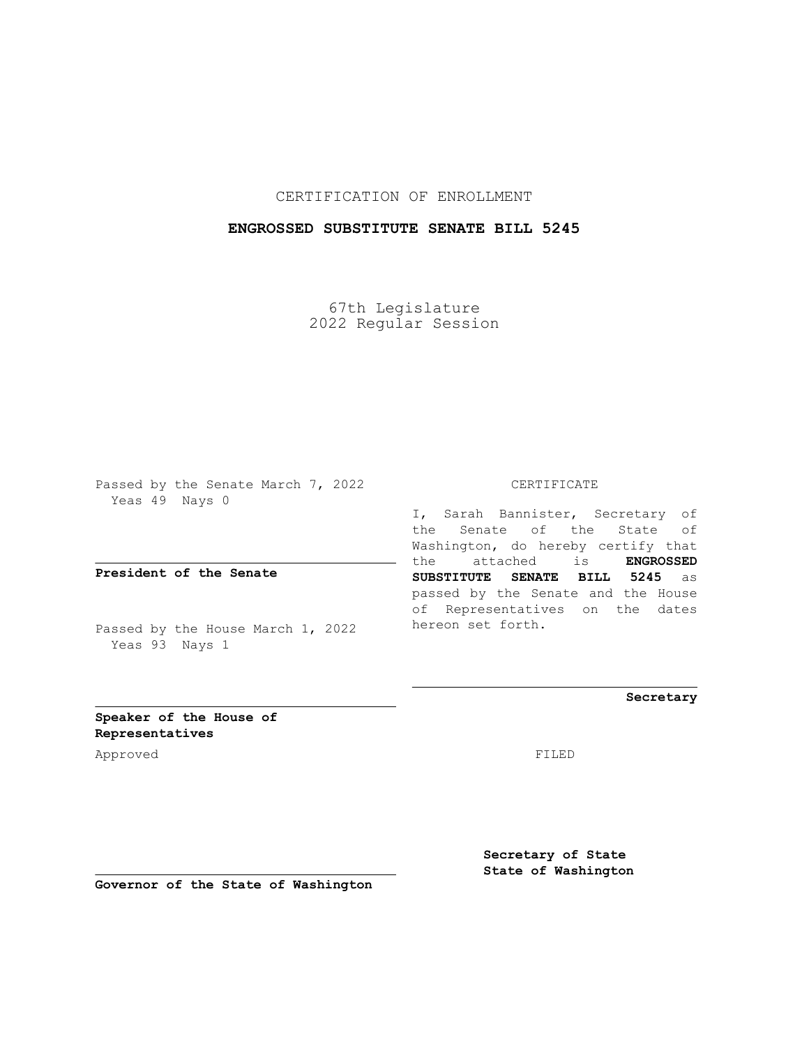CERTIFICATION OF ENROLLMENT

**ENGROSSED SUBSTITUTE SENATE BILL 5245**

67th Legislature
2022 Regular Session

Passed by the Senate March 7, 2022
Yeas 49 Nays 0

**President of the Senate**

Passed by the House March 1, 2022
Yeas 93 Nays 1

**Speaker of the House of Representatives**

Approved

**Governor of the State of Washington**

CERTIFICATE

I, Sarah Bannister, Secretary of the Senate of the State of Washington, do hereby certify that the attached is **ENGROSSED SUBSTITUTE SENATE BILL 5245** as passed by the Senate and the House of Representatives on the dates hereon set forth.

**Secretary**

FILED

**Secretary of State**
**State of Washington**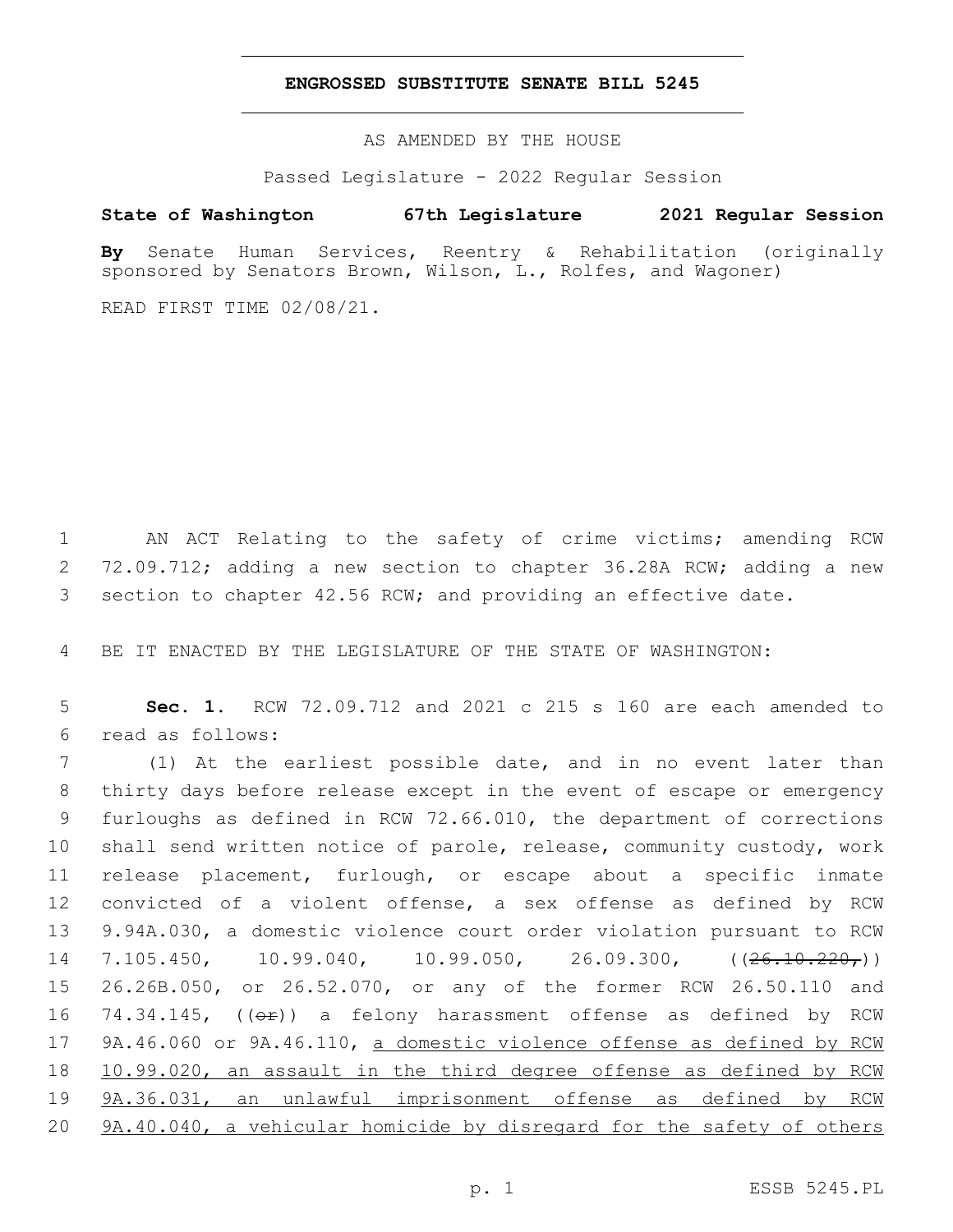**ENGROSSED SUBSTITUTE SENATE BILL 5245**

AS AMENDED BY THE HOUSE

Passed Legislature - 2022 Regular Session

**State of Washington 67th Legislature 2021 Regular Session**

**By** Senate Human Services, Reentry & Rehabilitation (originally sponsored by Senators Brown, Wilson, L., Rolfes, and Wagoner)

READ FIRST TIME 02/08/21.

AN ACT Relating to the safety of crime victims; amending RCW 72.09.712; adding a new section to chapter 36.28A RCW; adding a new section to chapter 42.56 RCW; and providing an effective date.

BE IT ENACTED BY THE LEGISLATURE OF THE STATE OF WASHINGTON:

**Sec. 1.** RCW 72.09.712 and 2021 c 215 s 160 are each amended to read as follows:

(1) At the earliest possible date, and in no event later than thirty days before release except in the event of escape or emergency furloughs as defined in RCW 72.66.010, the department of corrections shall send written notice of parole, release, community custody, work release placement, furlough, or escape about a specific inmate convicted of a violent offense, a sex offense as defined by RCW 9.94A.030, a domestic violence court order violation pursuant to RCW 7.105.450, 10.99.040, 10.99.050, 26.09.300, ((~~26.10.220,~~)) 26.26B.050, or 26.52.070, or any of the former RCW 26.50.110 and 74.34.145, ((~~or~~)) a felony harassment offense as defined by RCW 9A.46.060 or 9A.46.110, <u>a domestic violence offense as defined by RCW 10.99.020, an assault in the third degree offense as defined by RCW 9A.36.031, an unlawful imprisonment offense as defined by RCW 9A.40.040, a vehicular homicide by disregard for the safety of others</u>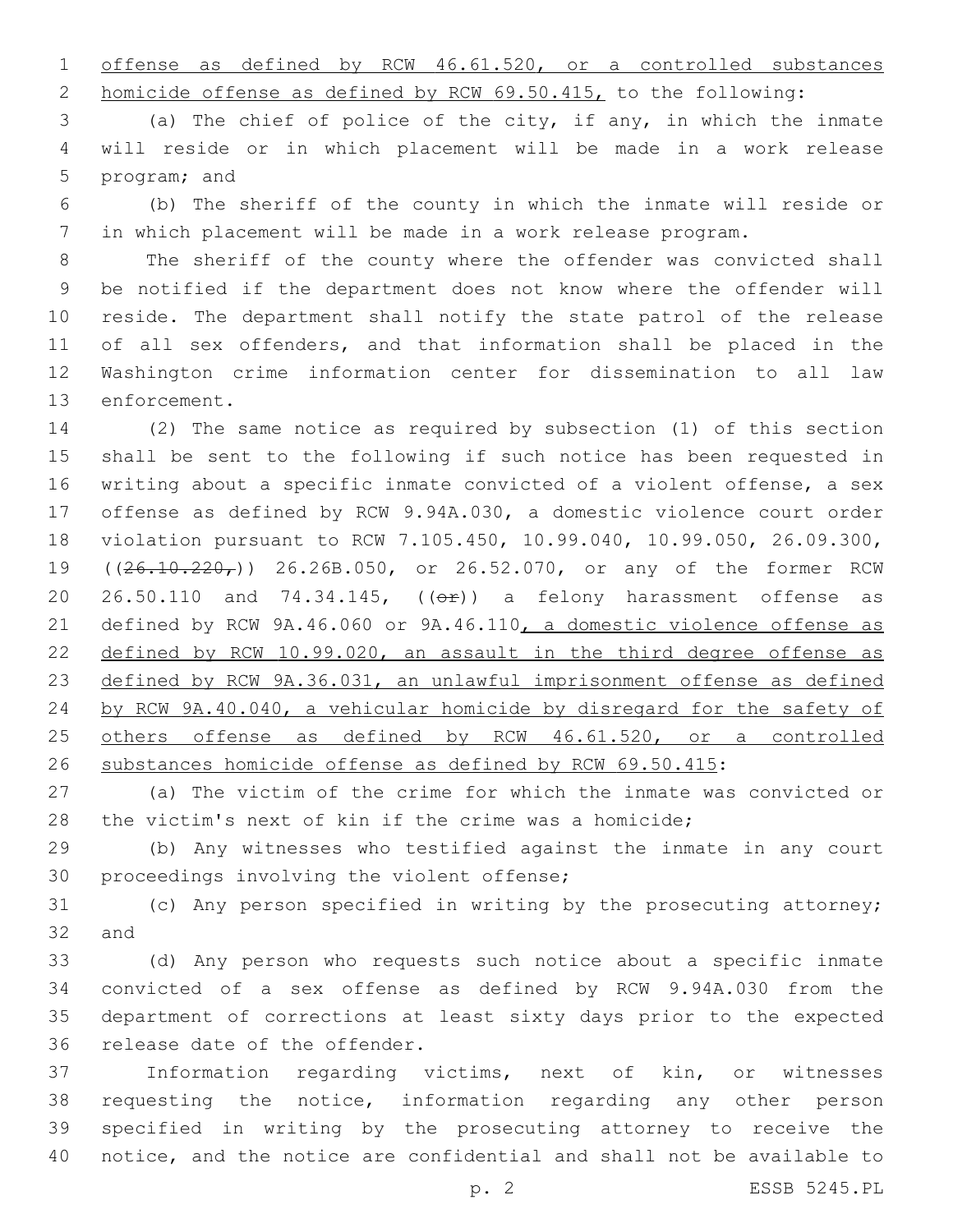offense as defined by RCW 46.61.520, or a controlled substances homicide offense as defined by RCW 69.50.415, to the following:

(a) The chief of police of the city, if any, in which the inmate will reside or in which placement will be made in a work release program; and

(b) The sheriff of the county in which the inmate will reside or in which placement will be made in a work release program.

The sheriff of the county where the offender was convicted shall be notified if the department does not know where the offender will reside. The department shall notify the state patrol of the release of all sex offenders, and that information shall be placed in the Washington crime information center for dissemination to all law enforcement.

(2) The same notice as required by subsection (1) of this section shall be sent to the following if such notice has been requested in writing about a specific inmate convicted of a violent offense, a sex offense as defined by RCW 9.94A.030, a domestic violence court order violation pursuant to RCW 7.105.450, 10.99.040, 10.99.050, 26.09.300, ((~~26.10.220,~~)) 26.26B.050, or 26.52.070, or any of the former RCW 26.50.110 and 74.34.145, ((~~or~~)) a felony harassment offense as defined by RCW 9A.46.060 or 9A.46.110, a domestic violence offense as defined by RCW 10.99.020, an assault in the third degree offense as defined by RCW 9A.36.031, an unlawful imprisonment offense as defined by RCW 9A.40.040, a vehicular homicide by disregard for the safety of others offense as defined by RCW 46.61.520, or a controlled substances homicide offense as defined by RCW 69.50.415:

(a) The victim of the crime for which the inmate was convicted or the victim's next of kin if the crime was a homicide;

(b) Any witnesses who testified against the inmate in any court proceedings involving the violent offense;

(c) Any person specified in writing by the prosecuting attorney; and

(d) Any person who requests such notice about a specific inmate convicted of a sex offense as defined by RCW 9.94A.030 from the department of corrections at least sixty days prior to the expected release date of the offender.

Information regarding victims, next of kin, or witnesses requesting the notice, information regarding any other person specified in writing by the prosecuting attorney to receive the notice, and the notice are confidential and shall not be available to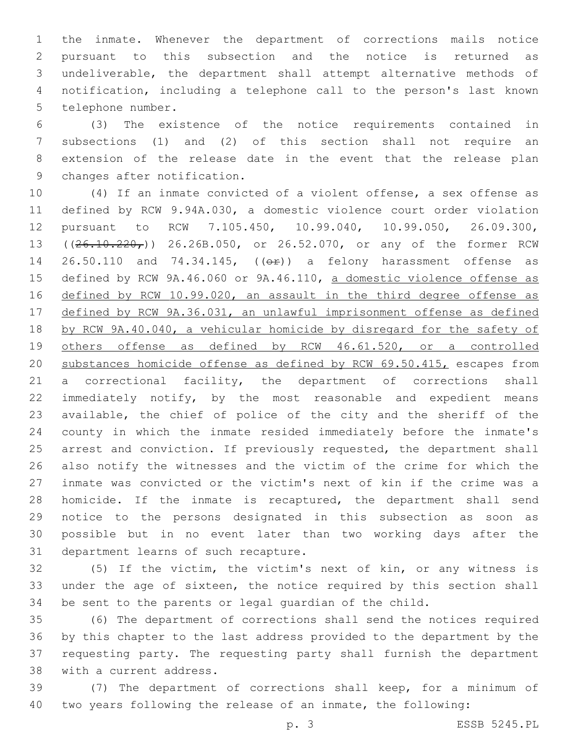the inmate. Whenever the department of corrections mails notice pursuant to this subsection and the notice is returned as undeliverable, the department shall attempt alternative methods of notification, including a telephone call to the person's last known telephone number.

(3) The existence of the notice requirements contained in subsections (1) and (2) of this section shall not require an extension of the release date in the event that the release plan changes after notification.

(4) If an inmate convicted of a violent offense, a sex offense as defined by RCW 9.94A.030, a domestic violence court order violation pursuant to RCW 7.105.450, 10.99.040, 10.99.050, 26.09.300, ((~~26.10.220,~~)) 26.26B.050, or 26.52.070, or any of the former RCW 26.50.110 and 74.34.145, ((~~or~~)) a felony harassment offense as defined by RCW 9A.46.060 or 9A.46.110, <u>a domestic violence offense as defined by RCW 10.99.020, an assault in the third degree offense as defined by RCW 9A.36.031, an unlawful imprisonment offense as defined by RCW 9A.40.040, a vehicular homicide by disregard for the safety of others offense as defined by RCW 46.61.520, or a controlled substances homicide offense as defined by RCW 69.50.415,</u> escapes from a correctional facility, the department of corrections shall immediately notify, by the most reasonable and expedient means available, the chief of police of the city and the sheriff of the county in which the inmate resided immediately before the inmate's arrest and conviction. If previously requested, the department shall also notify the witnesses and the victim of the crime for which the inmate was convicted or the victim's next of kin if the crime was a homicide. If the inmate is recaptured, the department shall send notice to the persons designated in this subsection as soon as possible but in no event later than two working days after the department learns of such recapture.

(5) If the victim, the victim's next of kin, or any witness is under the age of sixteen, the notice required by this section shall be sent to the parents or legal guardian of the child.

(6) The department of corrections shall send the notices required by this chapter to the last address provided to the department by the requesting party. The requesting party shall furnish the department with a current address.

(7) The department of corrections shall keep, for a minimum of two years following the release of an inmate, the following: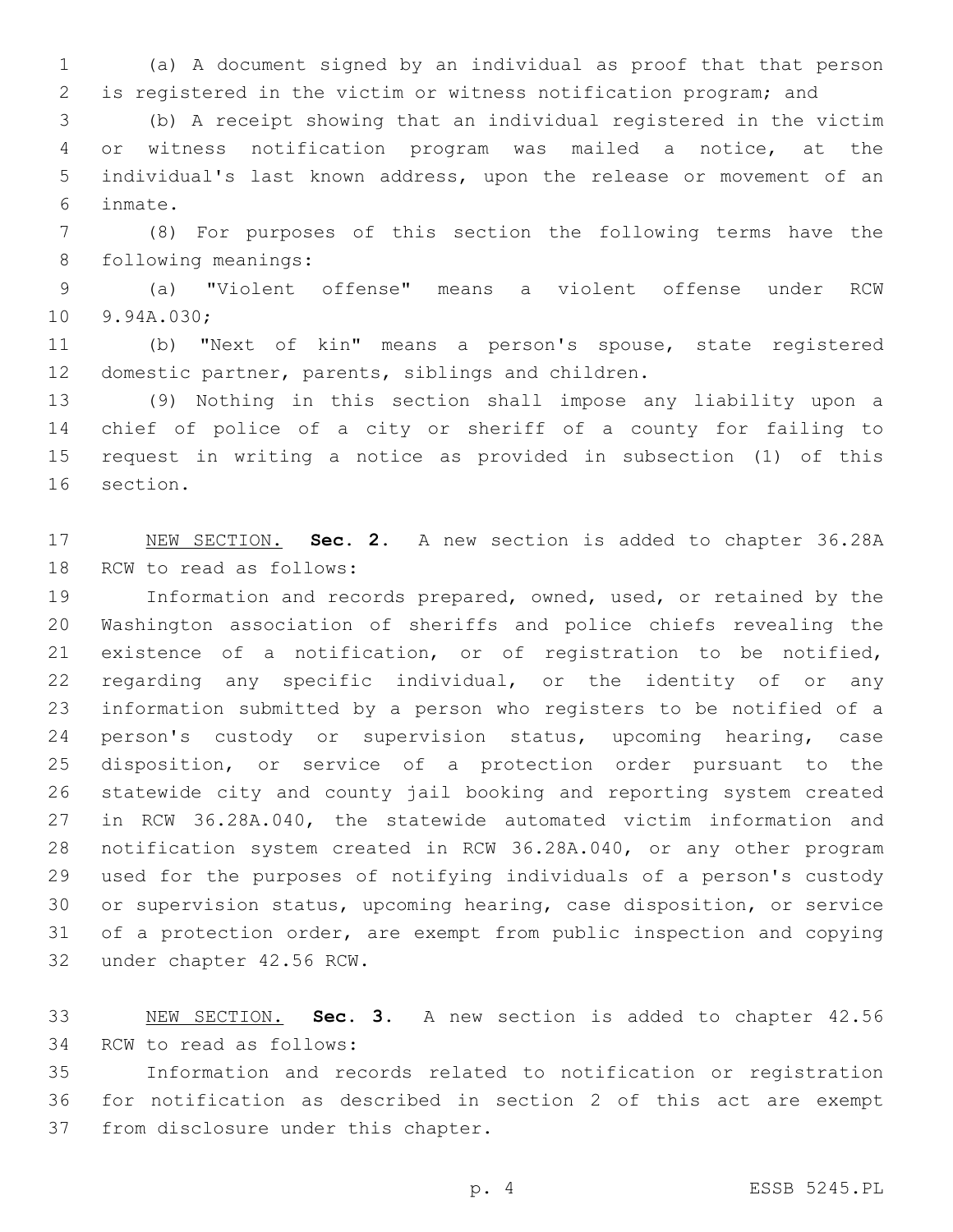(a) A document signed by an individual as proof that that person is registered in the victim or witness notification program; and

(b) A receipt showing that an individual registered in the victim or witness notification program was mailed a notice, at the individual's last known address, upon the release or movement of an inmate.

(8) For purposes of this section the following terms have the following meanings:

(a) "Violent offense" means a violent offense under RCW 9.94A.030;

(b) "Next of kin" means a person's spouse, state registered domestic partner, parents, siblings and children.

(9) Nothing in this section shall impose any liability upon a chief of police of a city or sheriff of a county for failing to request in writing a notice as provided in subsection (1) of this section.

NEW SECTION. **Sec. 2.** A new section is added to chapter 36.28A RCW to read as follows:

Information and records prepared, owned, used, or retained by the Washington association of sheriffs and police chiefs revealing the existence of a notification, or of registration to be notified, regarding any specific individual, or the identity of or any information submitted by a person who registers to be notified of a person's custody or supervision status, upcoming hearing, case disposition, or service of a protection order pursuant to the statewide city and county jail booking and reporting system created in RCW 36.28A.040, the statewide automated victim information and notification system created in RCW 36.28A.040, or any other program used for the purposes of notifying individuals of a person's custody or supervision status, upcoming hearing, case disposition, or service of a protection order, are exempt from public inspection and copying under chapter 42.56 RCW.

NEW SECTION. **Sec. 3.** A new section is added to chapter 42.56 RCW to read as follows:

Information and records related to notification or registration for notification as described in section 2 of this act are exempt from disclosure under this chapter.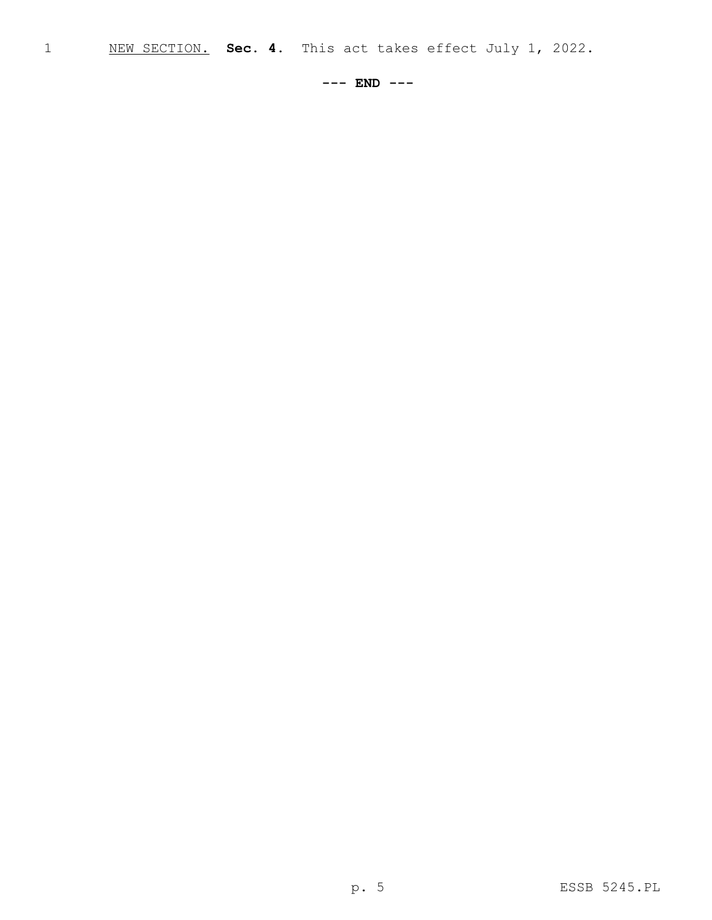NEW SECTION. **Sec. 4.** This act takes effect July 1, 2022.

**--- END ---**